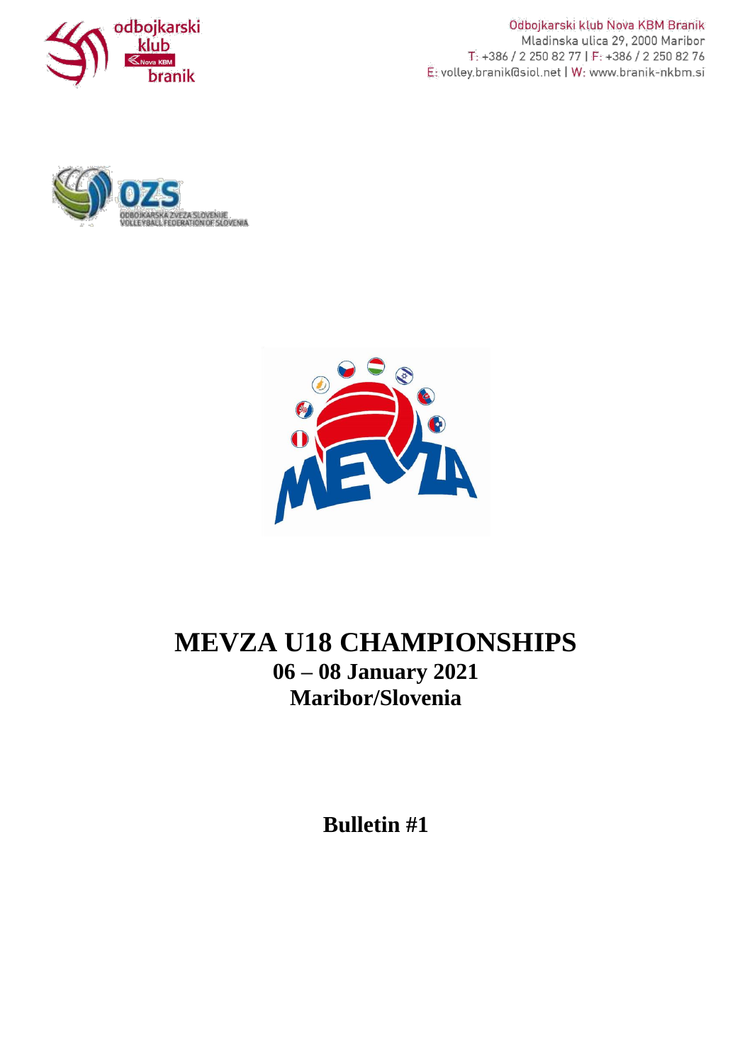Odbojkarski klub Nova KBM Branik
Mladinska ulica 29, 2000 Maribor
T: +386 / 2 250 82 77 | F: +386 / 2 250 82 76
E: volley.branik@siol.net | W: www.branik-nkbm.si

# MEVZA U18 CHAMPIONSHIPS

## 06 – 08 January 2021

## Maribor/Slovenia

## Bulletin #1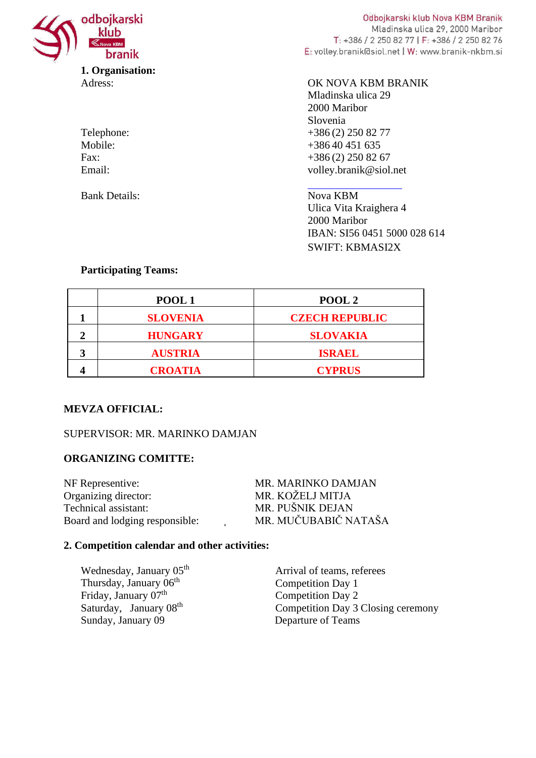**1. Organisation:**

| | |
|---|---|
| Adress: | OK NOVA KBM BRANIK<br>Mladinska ulica 29<br>2000 Maribor<br>Slovenia |
| Telephone: | +386 (2) 250 82 77 |
| Mobile: | +386 40 451 635 |
| Fax: | +386 (2) 250 82 67 |
| Email: | volley.branik@siol.net |
| Bank Details: | Nova KBM<br>Ulica Vita Kraighera 4<br>2000 Maribor<br>IBAN: SI56 0451 5000 028 614<br>SWIFT: KBMASI2X |

**Participating Teams:**

| | POOL 1 | POOL 2 |
|---|---|---|
| 1 | SLOVENIA | CZECH REPUBLIC |
| 2 | HUNGARY | SLOVAKIA |
| 3 | AUSTRIA | ISRAEL |
| 4 | CROATIA | CYPRUS |

**MEVZA OFFICIAL:**

SUPERVISOR: MR. MARINKO DAMJAN

**ORGANIZING COMITTE:**

| | |
|---|---|
| NF Representive: | MR. MARINKO DAMJAN |
| Organizing director: | MR. KOŽELJ MITJA |
| Technical assistant: | MR. PUŠNIK DEJAN |
| Board and lodging responsible: | MR. MUČUBABIČ NATAŠA |

**2. Competition calendar and other activities:**

| | |
|---|---|
| Wednesday, January 05th | Arrival of teams, referees |
| Thursday, January 06th | Competition Day 1 |
| Friday, January 07th | Competition Day 2 |
| Saturday, January 08th | Competition Day 3 Closing ceremony |
| Sunday, January 09 | Departure of Teams |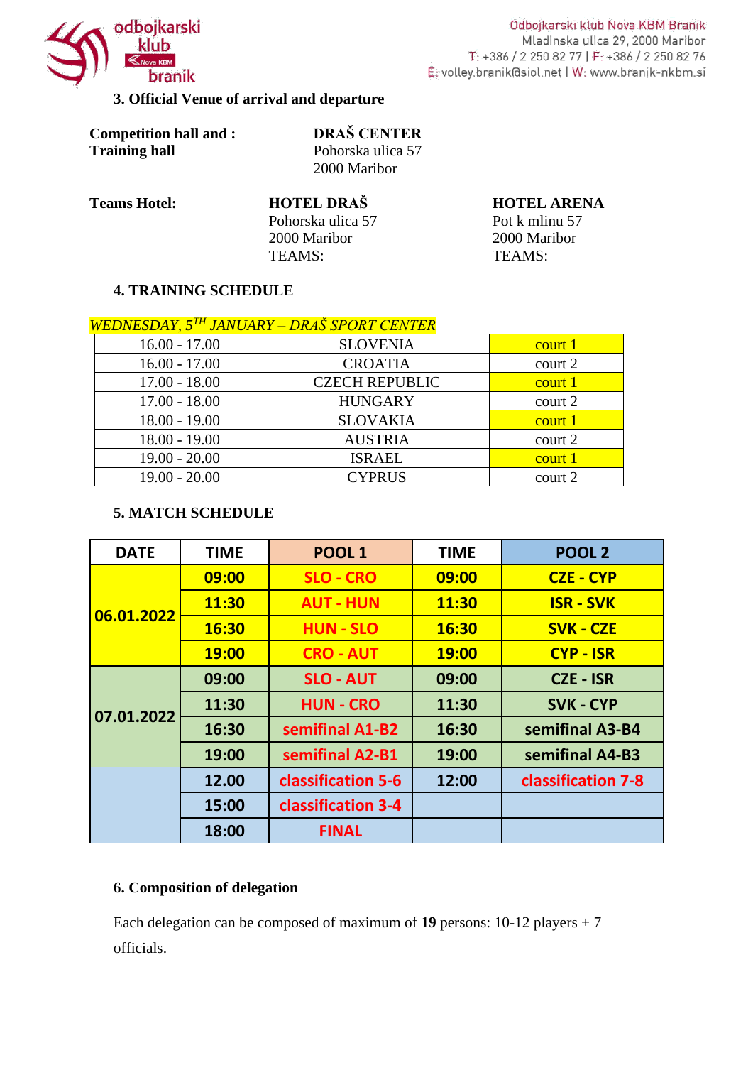### 3. Official Venue of arrival and departure

**Competition hall and : Training hall**

**DRAŠ CENTER**
Pohorska ulica 57
2000 Maribor

**Teams Hotel:**

**HOTEL DRAŠ**
Pohorska ulica 57
2000 Maribor
TEAMS:

**HOTEL ARENA**
Pot k mlinu 57
2000 Maribor
TEAMS:

### 4. TRAINING SCHEDULE

*WEDNESDAY, 5TH JANUARY – DRAŠ SPORT CENTER*

| | | |
|---|---|---|
| 16.00 - 17.00 | SLOVENIA | court 1 |
| 16.00 - 17.00 | CROATIA | court 2 |
| 17.00 - 18.00 | CZECH REPUBLIC | court 1 |
| 17.00 - 18.00 | HUNGARY | court 2 |
| 18.00 - 19.00 | SLOVAKIA | court 1 |
| 18.00 - 19.00 | AUSTRIA | court 2 |
| 19.00 - 20.00 | ISRAEL | court 1 |
| 19.00 - 20.00 | CYPRUS | court 2 |

### 5. MATCH SCHEDULE

| DATE | TIME | POOL 1 | TIME | POOL 2 |
|---|---|---|---|---|
| 06.01.2022 | 09:00 | SLO - CRO | 09:00 | CZE - CYP |
| | 11:30 | AUT - HUN | 11:30 | ISR - SVK |
| | 16:30 | HUN - SLO | 16:30 | SVK - CZE |
| | 19:00 | CRO - AUT | 19:00 | CYP - ISR |
| 07.01.2022 | 09:00 | SLO - AUT | 09:00 | CZE - ISR |
| | 11:30 | HUN - CRO | 11:30 | SVK - CYP |
| | 16:30 | semifinal A1-B2 | 16:30 | semifinal A3-B4 |
| | 19:00 | semifinal A2-B1 | 19:00 | semifinal A4-B3 |
| | 12.00 | classification 5-6 | 12:00 | classification 7-8 |
| | 15:00 | classification 3-4 | | |
| | 18:00 | FINAL | | |

### 6. Composition of delegation

Each delegation can be composed of maximum of **19** persons: 10-12 players + 7 officials.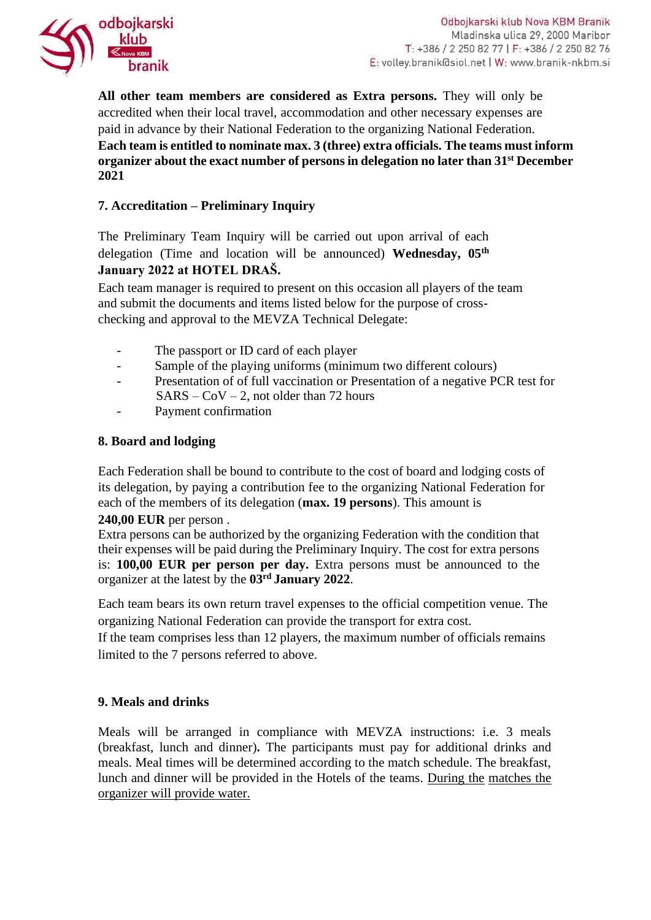**All other team members are considered as Extra persons.** They will only be accredited when their local travel, accommodation and other necessary expenses are paid in advance by their National Federation to the organizing National Federation. **Each team is entitled to nominate max. 3 (three) extra officials. The teams must inform organizer about the exact number of persons in delegation no later than 31st December 2021**

## 7. Accreditation – Preliminary Inquiry

The Preliminary Team Inquiry will be carried out upon arrival of each delegation (Time and location will be announced) **Wednesday, 05th January 2022 at HOTEL DRAŠ.**

Each team manager is required to present on this occasion all players of the team and submit the documents and items listed below for the purpose of cross-checking and approval to the MEVZA Technical Delegate:

- The passport or ID card of each player
- Sample of the playing uniforms (minimum two different colours)
- Presentation of of full vaccination or Presentation of a negative PCR test for SARS – CoV – 2, not older than 72 hours
- Payment confirmation

## 8. Board and lodging

Each Federation shall be bound to contribute to the cost of board and lodging costs of its delegation, by paying a contribution fee to the organizing National Federation for each of the members of its delegation (**max. 19 persons**). This amount is **240,00 EUR** per person .

Extra persons can be authorized by the organizing Federation with the condition that their expenses will be paid during the Preliminary Inquiry. The cost for extra persons is: **100,00 EUR per person per day.** Extra persons must be announced to the organizer at the latest by the **03rd January 2022**.

Each team bears its own return travel expenses to the official competition venue. The organizing National Federation can provide the transport for extra cost.

If the team comprises less than 12 players, the maximum number of officials remains limited to the 7 persons referred to above.

## 9. Meals and drinks

Meals will be arranged in compliance with MEVZA instructions: i.e. 3 meals (breakfast, lunch and dinner)**.** The participants must pay for additional drinks and meals. Meal times will be determined according to the match schedule. The breakfast, lunch and dinner will be provided in the Hotels of the teams. During the matches the organizer will provide water.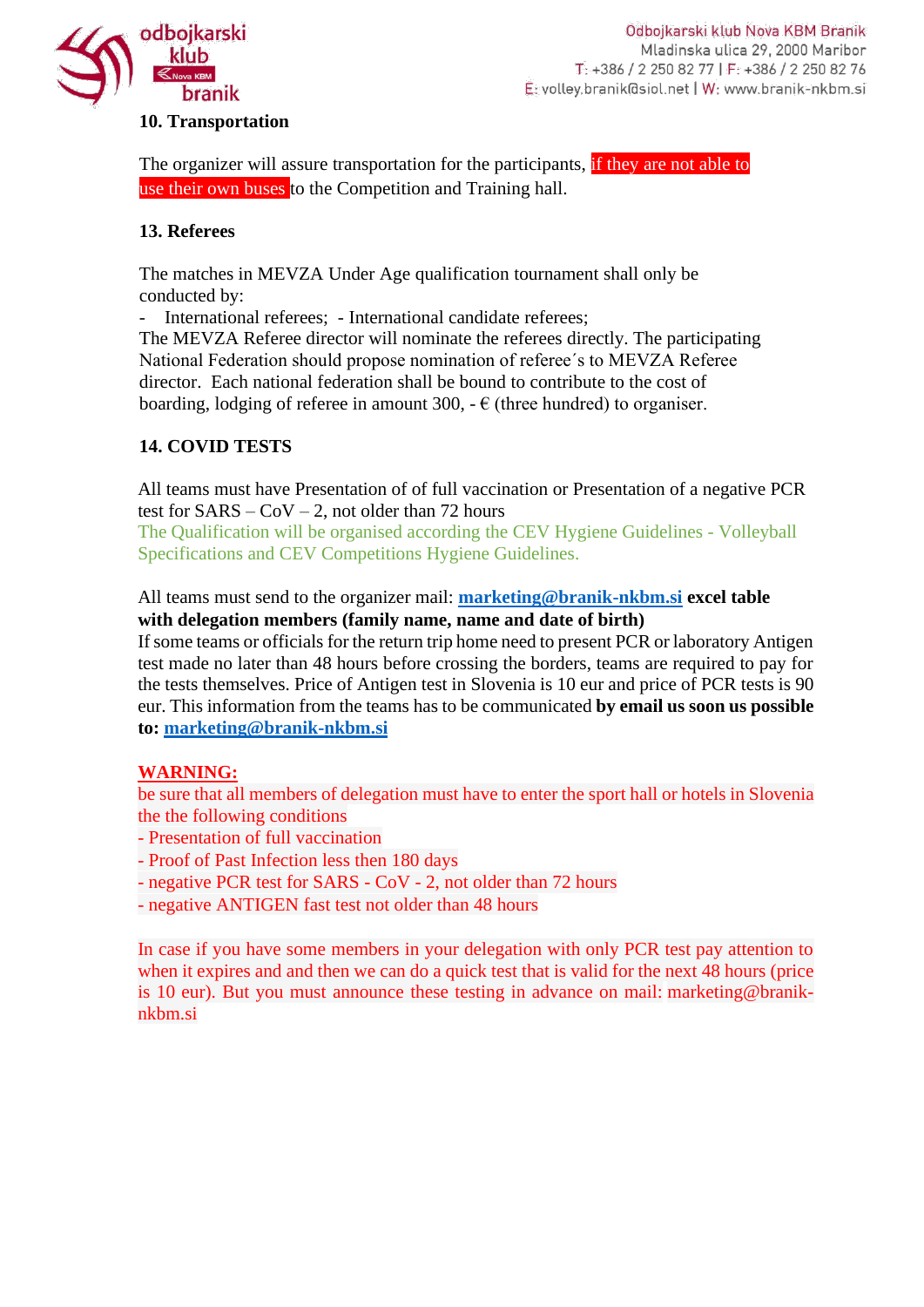## 10. Transportation

The organizer will assure transportation for the participants, if they are not able to use their own buses to the Competition and Training hall.

## 13. Referees

The matches in MEVZA Under Age qualification tournament shall only be conducted by:

- International referees; - International candidate referees;

The MEVZA Referee director will nominate the referees directly. The participating National Federation should propose nomination of referee´s to MEVZA Referee director. Each national federation shall be bound to contribute to the cost of boarding, lodging of referee in amount 300, - € (three hundred) to organiser.

## 14. COVID TESTS

All teams must have Presentation of of full vaccination or Presentation of a negative PCR test for SARS – CoV – 2, not older than 72 hours
The Qualification will be organised according the CEV Hygiene Guidelines - Volleyball Specifications and CEV Competitions Hygiene Guidelines.

All teams must send to the organizer mail: **marketing@branik-nkbm.si excel table with delegation members (family name, name and date of birth)**
If some teams or officials for the return trip home need to present PCR or laboratory Antigen test made no later than 48 hours before crossing the borders, teams are required to pay for the tests themselves. Price of Antigen test in Slovenia is 10 eur and price of PCR tests is 90 eur. This information from the teams has to be communicated **by email us soon us possible to: marketing@branik-nkbm.si**

**WARNING:**
be sure that all members of delegation must have to enter the sport hall or hotels in Slovenia the the following conditions
- Presentation of full vaccination
- Proof of Past Infection less then 180 days
- negative PCR test for SARS - CoV - 2, not older than 72 hours
- negative ANTIGEN fast test not older than 48 hours

In case if you have some members in your delegation with only PCR test pay attention to when it expires and and then we can do a quick test that is valid for the next 48 hours (price is 10 eur). But you must announce these testing in advance on mail: marketing@branik-nkbm.si